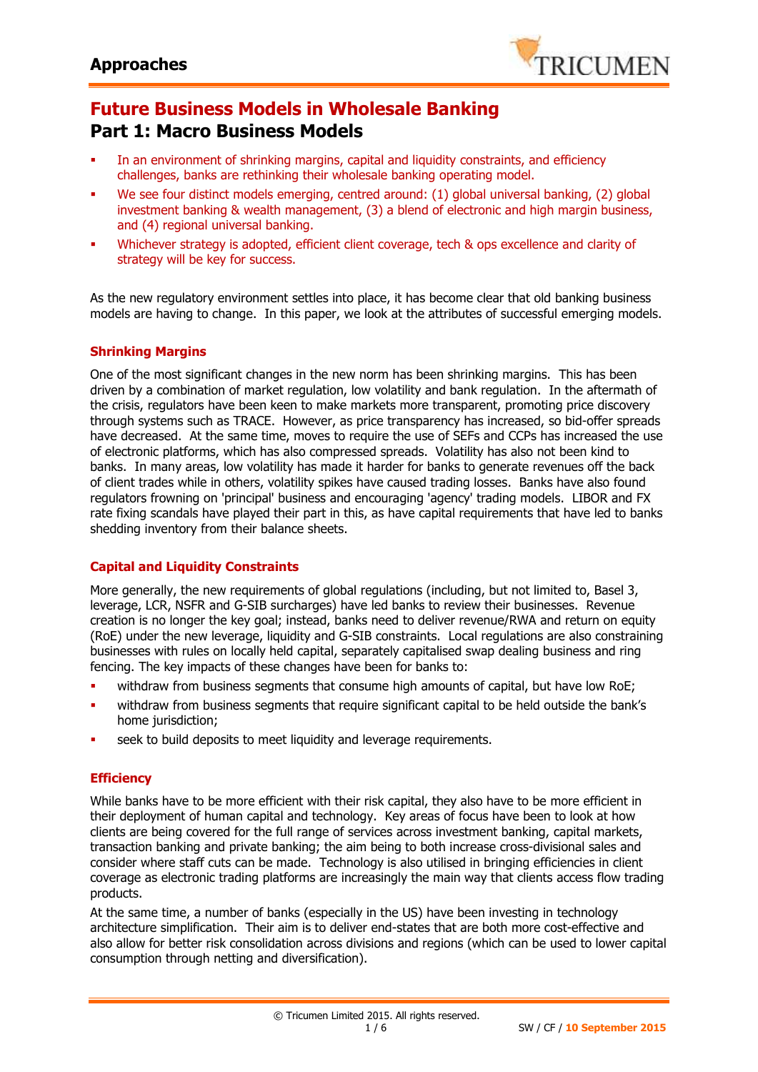## Approaches

# Future Business Models in Wholesale Banking

## Part 1: Macro Business Models

- In an environment of shrinking margins, capital and liquidity constraints, and efficiency challenges, banks are rethinking their wholesale banking operating model.
- We see four distinct models emerging, centred around: (1) global universal banking, (2) global investment banking & wealth management, (3) a blend of electronic and high margin business, and (4) regional universal banking.
- Whichever strategy is adopted, efficient client coverage, tech & ops excellence and clarity of strategy will be key for success.

As the new regulatory environment settles into place, it has become clear that old banking business models are having to change. In this paper, we look at the attributes of successful emerging models.

### Shrinking Margins

One of the most significant changes in the new norm has been shrinking margins. This has been driven by a combination of market regulation, low volatility and bank regulation. In the aftermath of the crisis, regulators have been keen to make markets more transparent, promoting price discovery through systems such as TRACE. However, as price transparency has increased, so bid-offer spreads have decreased. At the same time, moves to require the use of SEFs and CCPs has increased the use of electronic platforms, which has also compressed spreads. Volatility has also not been kind to banks. In many areas, low volatility has made it harder for banks to generate revenues off the back of client trades while in others, volatility spikes have caused trading losses. Banks have also found regulators frowning on 'principal' business and encouraging 'agency' trading models. LIBOR and FX rate fixing scandals have played their part in this, as have capital requirements that have led to banks shedding inventory from their balance sheets.

### Capital and Liquidity Constraints

More generally, the new requirements of global regulations (including, but not limited to, Basel 3, leverage, LCR, NSFR and G-SIB surcharges) have led banks to review their businesses. Revenue creation is no longer the key goal; instead, banks need to deliver revenue/RWA and return on equity (RoE) under the new leverage, liquidity and G-SIB constraints. Local regulations are also constraining businesses with rules on locally held capital, separately capitalised swap dealing business and ring fencing. The key impacts of these changes have been for banks to:

- withdraw from business segments that consume high amounts of capital, but have low RoE;
- withdraw from business segments that require significant capital to be held outside the bank's home jurisdiction;
- seek to build deposits to meet liquidity and leverage requirements.

### Efficiency

While banks have to be more efficient with their risk capital, they also have to be more efficient in their deployment of human capital and technology. Key areas of focus have been to look at how clients are being covered for the full range of services across investment banking, capital markets, transaction banking and private banking; the aim being to both increase cross-divisional sales and consider where staff cuts can be made. Technology is also utilised in bringing efficiencies in client coverage as electronic trading platforms are increasingly the main way that clients access flow trading products.

At the same time, a number of banks (especially in the US) have been investing in technology architecture simplification. Their aim is to deliver end-states that are both more cost-effective and also allow for better risk consolidation across divisions and regions (which can be used to lower capital consumption through netting and diversification).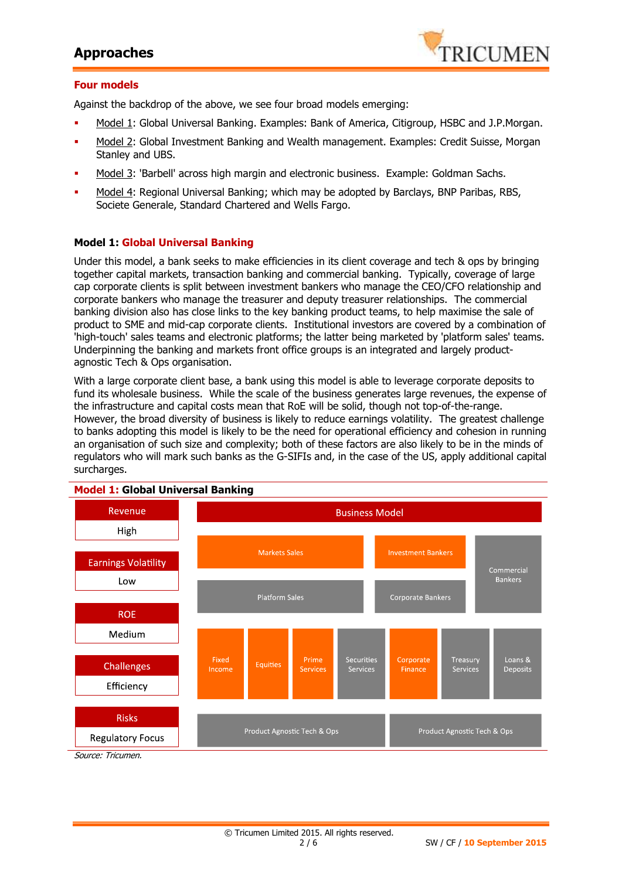## Four models

Against the backdrop of the above, we see four broad models emerging:

- Model 1: Global Universal Banking. Examples: Bank of America, Citigroup, HSBC and J.P.Morgan.
- Model 2: Global Investment Banking and Wealth management. Examples: Credit Suisse, Morgan Stanley and UBS.
- Model 3: 'Barbell' across high margin and electronic business. Example: Goldman Sachs.
- Model 4: Regional Universal Banking; which may be adopted by Barclays, BNP Paribas, RBS, Societe Generale, Standard Chartered and Wells Fargo.

### Model 1: Global Universal Banking

Under this model, a bank seeks to make efficiencies in its client coverage and tech & ops by bringing together capital markets, transaction banking and commercial banking. Typically, coverage of large cap corporate clients is split between investment bankers who manage the CEO/CFO relationship and corporate bankers who manage the treasurer and deputy treasurer relationships. The commercial banking division also has close links to the key banking product teams, to help maximise the sale of product to SME and mid-cap corporate clients. Institutional investors are covered by a combination of 'high-touch' sales teams and electronic platforms; the latter being marketed by 'platform sales' teams. Underpinning the banking and markets front office groups is an integrated and largely product-agnostic Tech & Ops organisation.

With a large corporate client base, a bank using this model is able to leverage corporate deposits to fund its wholesale business. While the scale of the business generates large revenues, the expense of the infrastructure and capital costs mean that RoE will be solid, though not top-of-the-range. However, the broad diversity of business is likely to reduce earnings volatility. The greatest challenge to banks adopting this model is likely to be the need for operational efficiency and cohesion in running an organisation of such size and complexity; both of these factors are also likely to be in the minds of regulators who will mark such banks as the G-SIFIs and, in the case of the US, apply additional capital surcharges.

**Model 1: Global Universal Banking**

| Metric | Value |
|---|---|
| Revenue | High |
| Earnings Volatility | Low |
| ROE | Medium |
| Challenges | Efficiency |
| Risks | Regulatory Focus |

Business Model:

| | | | | | | |
|---|---|---|---|---|---|---|
| Markets Sales | | | Investment Bankers | | Commercial Bankers | |
| Platform Sales | | | Corporate Bankers | | | |
| Fixed Income | Equities | Prime Services | Securities Services | Corporate Finance | Treasury Services | Loans & Deposits |
| Product Agnostic Tech & Ops | | | | Product Agnostic Tech & Ops | | |

*Source: Tricumen.*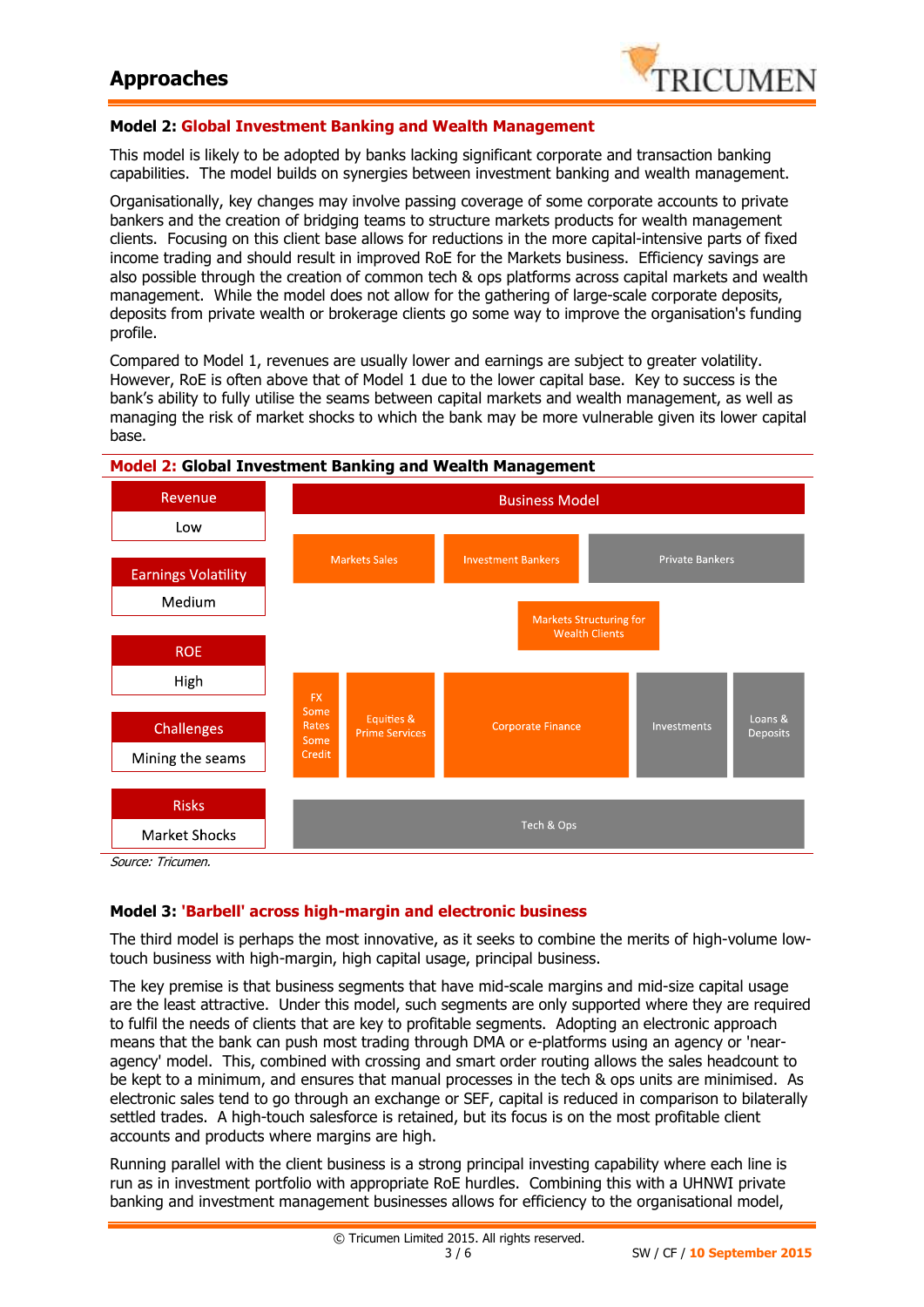## Approaches

### Model 2: Global Investment Banking and Wealth Management

This model is likely to be adopted by banks lacking significant corporate and transaction banking capabilities. The model builds on synergies between investment banking and wealth management.

Organisationally, key changes may involve passing coverage of some corporate accounts to private bankers and the creation of bridging teams to structure markets products for wealth management clients. Focusing on this client base allows for reductions in the more capital-intensive parts of fixed income trading and should result in improved RoE for the Markets business. Efficiency savings are also possible through the creation of common tech & ops platforms across capital markets and wealth management. While the model does not allow for the gathering of large-scale corporate deposits, deposits from private wealth or brokerage clients go some way to improve the organisation's funding profile.

Compared to Model 1, revenues are usually lower and earnings are subject to greater volatility. However, RoE is often above that of Model 1 due to the lower capital base. Key to success is the bank's ability to fully utilise the seams between capital markets and wealth management, as well as managing the risk of market shocks to which the bank may be more vulnerable given its lower capital base.

**Model 2: Global Investment Banking and Wealth Management**

| Attribute | Value |
|---|---|
| Revenue | Low |
| Earnings Volatility | Medium |
| ROE | High |
| Challenges | Mining the seams |
| Risks | Market Shocks |

**Business Model**

- Markets Sales | Investment Bankers | Private Bankers
- Markets Structuring for Wealth Clients
- FX, Some Rates, Some Credit | Equities & Prime Services | Corporate Finance | Investments | Loans & Deposits
- Tech & Ops

*Source: Tricumen.*

### Model 3: 'Barbell' across high-margin and electronic business

The third model is perhaps the most innovative, as it seeks to combine the merits of high-volume low-touch business with high-margin, high capital usage, principal business.

The key premise is that business segments that have mid-scale margins and mid-size capital usage are the least attractive. Under this model, such segments are only supported where they are required to fulfil the needs of clients that are key to profitable segments. Adopting an electronic approach means that the bank can push most trading through DMA or e-platforms using an agency or 'near-agency' model. This, combined with crossing and smart order routing allows the sales headcount to be kept to a minimum, and ensures that manual processes in the tech & ops units are minimised. As electronic sales tend to go through an exchange or SEF, capital is reduced in comparison to bilaterally settled trades. A high-touch salesforce is retained, but its focus is on the most profitable client accounts and products where margins are high.

Running parallel with the client business is a strong principal investing capability where each line is run as in investment portfolio with appropriate RoE hurdles. Combining this with a UHNWI private banking and investment management businesses allows for efficiency to the organisational model,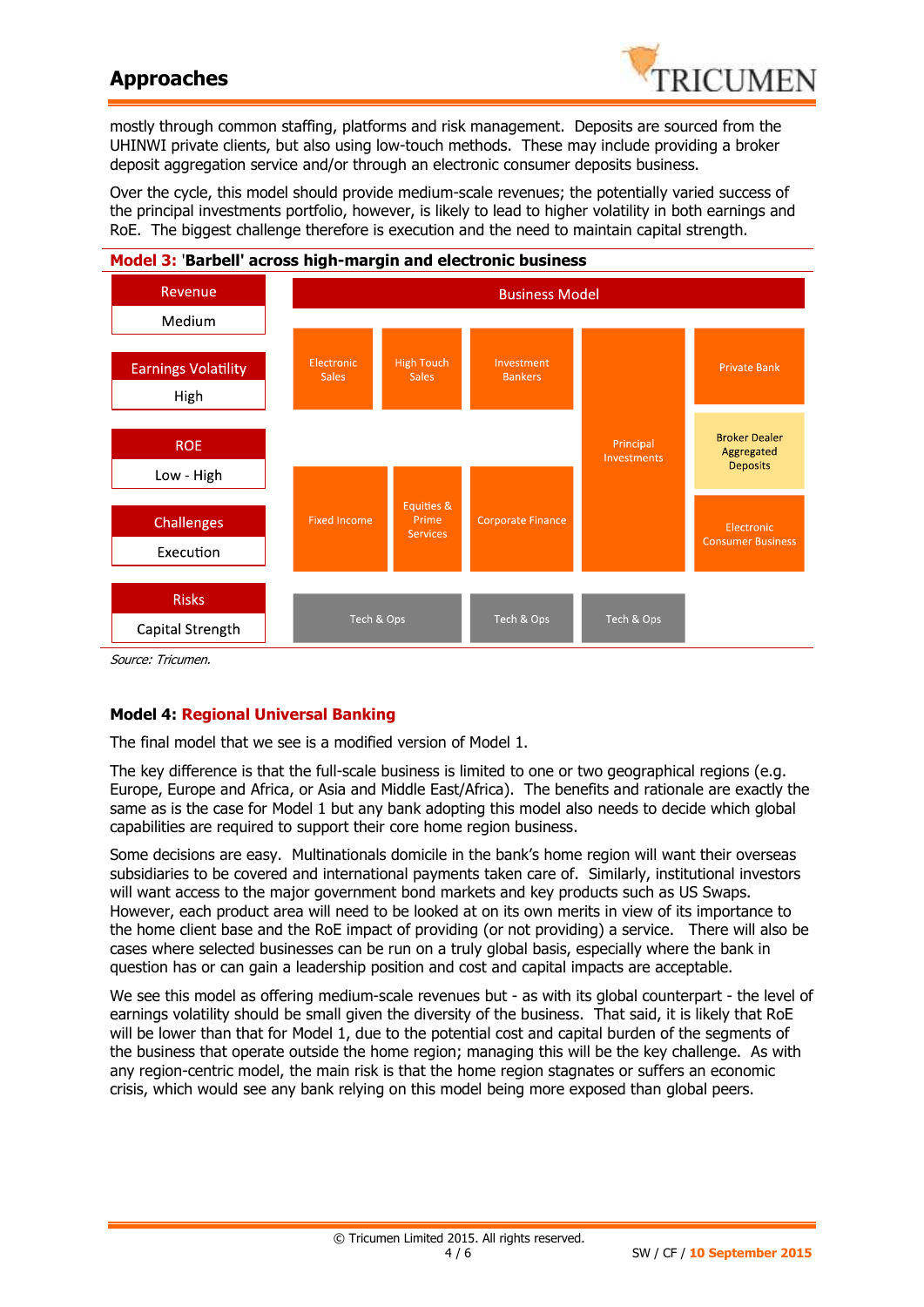mostly through common staffing, platforms and risk management. Deposits are sourced from the UHINWI private clients, but also using low-touch methods. These may include providing a broker deposit aggregation service and/or through an electronic consumer deposits business.

Over the cycle, this model should provide medium-scale revenues; the potentially varied success of the principal investments portfolio, however, is likely to lead to higher volatility in both earnings and RoE. The biggest challenge therefore is execution and the need to maintain capital strength.

**Model 3: 'Barbell' across high-margin and electronic business**

| Revenue | Earnings Volatility | ROE | Challenges | Risks |
|---|---|---|---|---|
| Medium | High | Low - High | Execution | Capital Strength |

**Business Model**

- Electronic Sales
- High Touch Sales
- Investment Bankers
- Principal Investments
- Private Bank
- Broker Dealer Aggregated Deposits
- Fixed Income
- Equities & Prime Services
- Corporate Finance
- Electronic Consumer Business
- Tech & Ops
- Tech & Ops
- Tech & Ops

*Source: Tricumen.*

### Model 4: Regional Universal Banking

The final model that we see is a modified version of Model 1.

The key difference is that the full-scale business is limited to one or two geographical regions (e.g. Europe, Europe and Africa, or Asia and Middle East/Africa). The benefits and rationale are exactly the same as is the case for Model 1 but any bank adopting this model also needs to decide which global capabilities are required to support their core home region business.

Some decisions are easy. Multinationals domicile in the bank's home region will want their overseas subsidiaries to be covered and international payments taken care of. Similarly, institutional investors will want access to the major government bond markets and key products such as US Swaps. However, each product area will need to be looked at on its own merits in view of its importance to the home client base and the RoE impact of providing (or not providing) a service. There will also be cases where selected businesses can be run on a truly global basis, especially where the bank in question has or can gain a leadership position and cost and capital impacts are acceptable.

We see this model as offering medium-scale revenues but - as with its global counterpart - the level of earnings volatility should be small given the diversity of the business. That said, it is likely that RoE will be lower than that for Model 1, due to the potential cost and capital burden of the segments of the business that operate outside the home region; managing this will be the key challenge. As with any region-centric model, the main risk is that the home region stagnates or suffers an economic crisis, which would see any bank relying on this model being more exposed than global peers.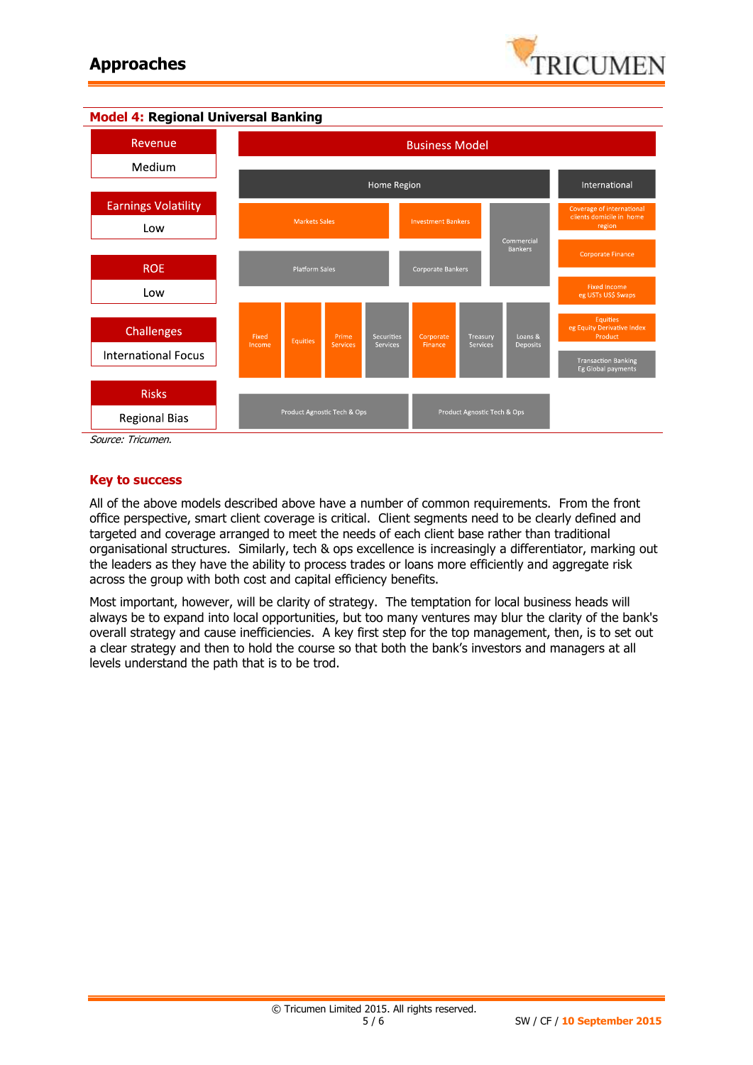## Approaches

### Model 4: Regional Universal Banking

| Revenue | Earnings Volatility | ROE | Challenges | Risks |
|---|---|---|---|---|
| Medium | Low | Low | International Focus | Regional Bias |

**Business Model**

**Home Region**

- Markets Sales
- Investment Bankers
- Commercial Bankers
- Platform Sales
- Corporate Bankers
- Fixed Income
- Equities
- Prime Services
- Securities Services
- Corporate Finance
- Treasury Services
- Loans & Deposits
- Product Agnostic Tech & Ops
- Product Agnostic Tech & Ops

**International**

- Coverage of international clients domicile in home region
- Corporate Finance
- Fixed Income eg USTs US$ Swaps
- Equities eg Equity Derivative Index Product
- Transaction Banking Eg Global payments

*Source: Tricumen.*

### Key to success

All of the above models described above have a number of common requirements. From the front office perspective, smart client coverage is critical. Client segments need to be clearly defined and targeted and coverage arranged to meet the needs of each client base rather than traditional organisational structures. Similarly, tech & ops excellence is increasingly a differentiator, marking out the leaders as they have the ability to process trades or loans more efficiently and aggregate risk across the group with both cost and capital efficiency benefits.

Most important, however, will be clarity of strategy. The temptation for local business heads will always be to expand into local opportunities, but too many ventures may blur the clarity of the bank's overall strategy and cause inefficiencies. A key first step for the top management, then, is to set out a clear strategy and then to hold the course so that both the bank's investors and managers at all levels understand the path that is to be trod.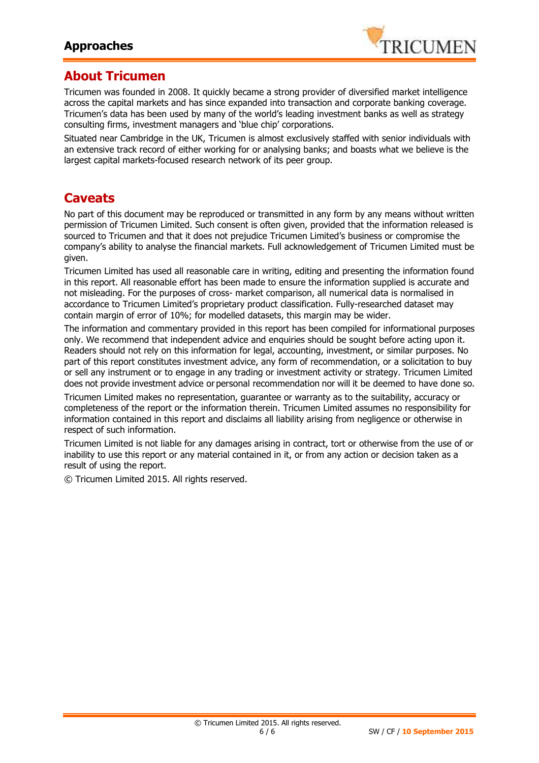## About Tricumen

Tricumen was founded in 2008. It quickly became a strong provider of diversified market intelligence across the capital markets and has since expanded into transaction and corporate banking coverage. Tricumen's data has been used by many of the world's leading investment banks as well as strategy consulting firms, investment managers and 'blue chip' corporations.

Situated near Cambridge in the UK, Tricumen is almost exclusively staffed with senior individuals with an extensive track record of either working for or analysing banks; and boasts what we believe is the largest capital markets-focused research network of its peer group.

## Caveats

No part of this document may be reproduced or transmitted in any form by any means without written permission of Tricumen Limited. Such consent is often given, provided that the information released is sourced to Tricumen and that it does not prejudice Tricumen Limited's business or compromise the company's ability to analyse the financial markets. Full acknowledgement of Tricumen Limited must be given.

Tricumen Limited has used all reasonable care in writing, editing and presenting the information found in this report. All reasonable effort has been made to ensure the information supplied is accurate and not misleading. For the purposes of cross- market comparison, all numerical data is normalised in accordance to Tricumen Limited's proprietary product classification. Fully-researched dataset may contain margin of error of 10%; for modelled datasets, this margin may be wider.

The information and commentary provided in this report has been compiled for informational purposes only. We recommend that independent advice and enquiries should be sought before acting upon it. Readers should not rely on this information for legal, accounting, investment, or similar purposes. No part of this report constitutes investment advice, any form of recommendation, or a solicitation to buy or sell any instrument or to engage in any trading or investment activity or strategy. Tricumen Limited does not provide investment advice or personal recommendation nor will it be deemed to have done so.

Tricumen Limited makes no representation, guarantee or warranty as to the suitability, accuracy or completeness of the report or the information therein. Tricumen Limited assumes no responsibility for information contained in this report and disclaims all liability arising from negligence or otherwise in respect of such information.

Tricumen Limited is not liable for any damages arising in contract, tort or otherwise from the use of or inability to use this report or any material contained in it, or from any action or decision taken as a result of using the report.

© Tricumen Limited 2015. All rights reserved.